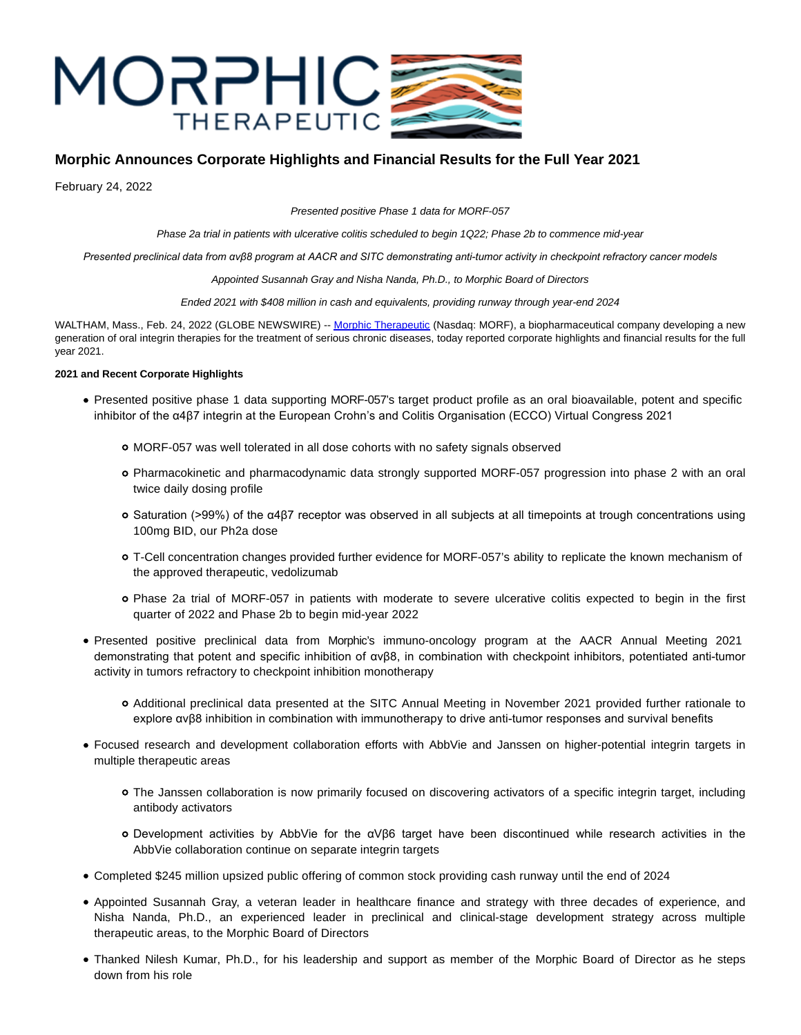# Morphic Announces Corporate Highlights and Financial Results for the Full Year 2021

February 24, 2022

*Presented positive Phase 1 data for MORF-057*

*Phase 2a trial in patients with ulcerative colitis scheduled to begin 1Q22; Phase 2b to commence mid-year*

*Presented preclinical data from αvβ8 program at AACR and SITC demonstrating anti-tumor activity in checkpoint refractory cancer models*

*Appointed Susannah Gray and Nisha Nanda, Ph.D., to Morphic Board of Directors*

*Ended 2021 with $408 million in cash and equivalents, providing runway through year-end 2024*

WALTHAM, Mass., Feb. 24, 2022 (GLOBE NEWSWIRE) -- Morphic Therapeutic (Nasdaq: MORF), a biopharmaceutical company developing a new generation of oral integrin therapies for the treatment of serious chronic diseases, today reported corporate highlights and financial results for the full year 2021.

**2021 and Recent Corporate Highlights**

- Presented positive phase 1 data supporting MORF-057's target product profile as an oral bioavailable, potent and specific inhibitor of the α4β7 integrin at the European Crohn's and Colitis Organisation (ECCO) Virtual Congress 2021
    - MORF-057 was well tolerated in all dose cohorts with no safety signals observed
    - Pharmacokinetic and pharmacodynamic data strongly supported MORF-057 progression into phase 2 with an oral twice daily dosing profile
    - Saturation (>99%) of the α4β7 receptor was observed in all subjects at all timepoints at trough concentrations using 100mg BID, our Ph2a dose
    - T-Cell concentration changes provided further evidence for MORF-057's ability to replicate the known mechanism of the approved therapeutic, vedolizumab
    - Phase 2a trial of MORF-057 in patients with moderate to severe ulcerative colitis expected to begin in the first quarter of 2022 and Phase 2b to begin mid-year 2022
- Presented positive preclinical data from Morphic's immuno-oncology program at the AACR Annual Meeting 2021 demonstrating that potent and specific inhibition of αvβ8, in combination with checkpoint inhibitors, potentiated anti-tumor activity in tumors refractory to checkpoint inhibition monotherapy
    - Additional preclinical data presented at the SITC Annual Meeting in November 2021 provided further rationale to explore αvβ8 inhibition in combination with immunotherapy to drive anti-tumor responses and survival benefits
- Focused research and development collaboration efforts with AbbVie and Janssen on higher-potential integrin targets in multiple therapeutic areas
    - The Janssen collaboration is now primarily focused on discovering activators of a specific integrin target, including antibody activators
    - Development activities by AbbVie for the αVβ6 target have been discontinued while research activities in the AbbVie collaboration continue on separate integrin targets
- Completed $245 million upsized public offering of common stock providing cash runway until the end of 2024
- Appointed Susannah Gray, a veteran leader in healthcare finance and strategy with three decades of experience, and Nisha Nanda, Ph.D., an experienced leader in preclinical and clinical-stage development strategy across multiple therapeutic areas, to the Morphic Board of Directors
- Thanked Nilesh Kumar, Ph.D., for his leadership and support as member of the Morphic Board of Director as he steps down from his role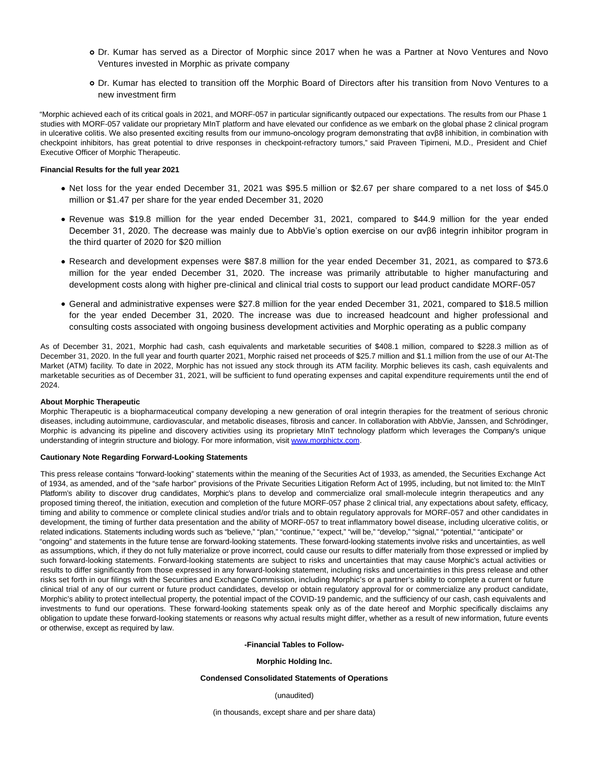- Dr. Kumar has served as a Director of Morphic since 2017 when he was a Partner at Novo Ventures and Novo Ventures invested in Morphic as private company
- Dr. Kumar has elected to transition off the Morphic Board of Directors after his transition from Novo Ventures to a new investment firm

"Morphic achieved each of its critical goals in 2021, and MORF-057 in particular significantly outpaced our expectations. The results from our Phase 1 studies with MORF-057 validate our proprietary MInT platform and have elevated our confidence as we embark on the global phase 2 clinical program in ulcerative colitis. We also presented exciting results from our immuno-oncology program demonstrating that αvβ8 inhibition, in combination with checkpoint inhibitors, has great potential to drive responses in checkpoint-refractory tumors," said Praveen Tipirneni, M.D., President and Chief Executive Officer of Morphic Therapeutic.

**Financial Results for the full year 2021**

- Net loss for the year ended December 31, 2021 was $95.5 million or $2.67 per share compared to a net loss of $45.0 million or $1.47 per share for the year ended December 31, 2020
- Revenue was $19.8 million for the year ended December 31, 2021, compared to $44.9 million for the year ended December 31, 2020. The decrease was mainly due to AbbVie's option exercise on our αvβ6 integrin inhibitor program in the third quarter of 2020 for $20 million
- Research and development expenses were $87.8 million for the year ended December 31, 2021, as compared to $73.6 million for the year ended December 31, 2020. The increase was primarily attributable to higher manufacturing and development costs along with higher pre-clinical and clinical trial costs to support our lead product candidate MORF-057
- General and administrative expenses were $27.8 million for the year ended December 31, 2021, compared to $18.5 million for the year ended December 31, 2020. The increase was due to increased headcount and higher professional and consulting costs associated with ongoing business development activities and Morphic operating as a public company

As of December 31, 2021, Morphic had cash, cash equivalents and marketable securities of $408.1 million, compared to $228.3 million as of December 31, 2020. In the full year and fourth quarter 2021, Morphic raised net proceeds of $25.7 million and $1.1 million from the use of our At-The Market (ATM) facility. To date in 2022, Morphic has not issued any stock through its ATM facility. Morphic believes its cash, cash equivalents and marketable securities as of December 31, 2021, will be sufficient to fund operating expenses and capital expenditure requirements until the end of 2024.

**About Morphic Therapeutic**

Morphic Therapeutic is a biopharmaceutical company developing a new generation of oral integrin therapies for the treatment of serious chronic diseases, including autoimmune, cardiovascular, and metabolic diseases, fibrosis and cancer. In collaboration with AbbVie, Janssen, and Schrödinger, Morphic is advancing its pipeline and discovery activities using its proprietary MInT technology platform which leverages the Company's unique understanding of integrin structure and biology. For more information, visit www.morphictx.com.

**Cautionary Note Regarding Forward-Looking Statements**

This press release contains "forward-looking" statements within the meaning of the Securities Act of 1933, as amended, the Securities Exchange Act of 1934, as amended, and of the "safe harbor" provisions of the Private Securities Litigation Reform Act of 1995, including, but not limited to: the MInT Platform's ability to discover drug candidates, Morphic's plans to develop and commercialize oral small-molecule integrin therapeutics and any proposed timing thereof, the initiation, execution and completion of the future MORF-057 phase 2 clinical trial, any expectations about safety, efficacy, timing and ability to commence or complete clinical studies and/or trials and to obtain regulatory approvals for MORF-057 and other candidates in development, the timing of further data presentation and the ability of MORF-057 to treat inflammatory bowel disease, including ulcerative colitis, or related indications. Statements including words such as "believe," "plan," "continue," "expect," "will be," "develop," "signal," "potential," "anticipate" or "ongoing" and statements in the future tense are forward-looking statements. These forward-looking statements involve risks and uncertainties, as well as assumptions, which, if they do not fully materialize or prove incorrect, could cause our results to differ materially from those expressed or implied by such forward-looking statements. Forward-looking statements are subject to risks and uncertainties that may cause Morphic's actual activities or results to differ significantly from those expressed in any forward-looking statement, including risks and uncertainties in this press release and other risks set forth in our filings with the Securities and Exchange Commission, including Morphic's or a partner's ability to complete a current or future clinical trial of any of our current or future product candidates, develop or obtain regulatory approval for or commercialize any product candidate, Morphic's ability to protect intellectual property, the potential impact of the COVID-19 pandemic, and the sufficiency of our cash, cash equivalents and investments to fund our operations. These forward-looking statements speak only as of the date hereof and Morphic specifically disclaims any obligation to update these forward-looking statements or reasons why actual results might differ, whether as a result of new information, future events or otherwise, except as required by law.

**-Financial Tables to Follow-**

**Morphic Holding Inc.**

**Condensed Consolidated Statements of Operations**

(unaudited)

(in thousands, except share and per share data)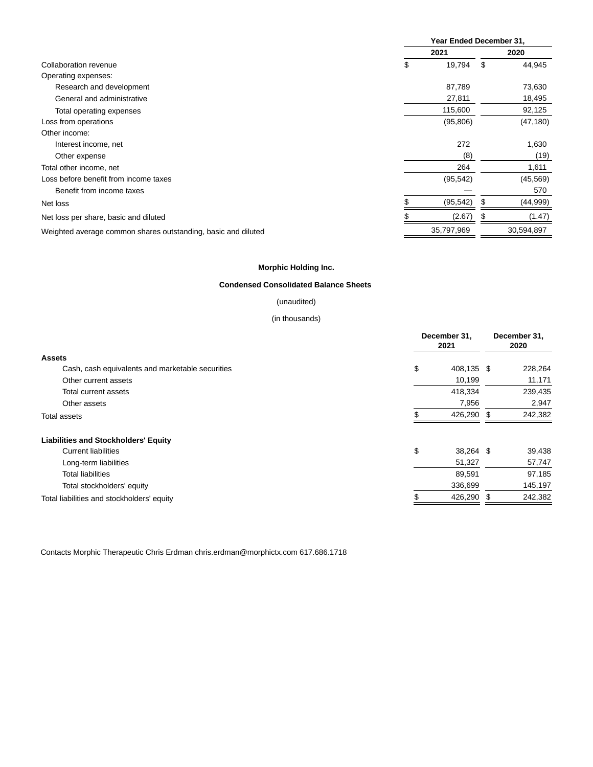| | Year Ended December 31, | |
|---|---|---|
| | 2021 | 2020 |
| Collaboration revenue | $ 19,794 | $ 44,945 |
| Operating expenses: | | |
| Research and development | 87,789 | 73,630 |
| General and administrative | 27,811 | 18,495 |
| Total operating expenses | 115,600 | 92,125 |
| Loss from operations | (95,806) | (47,180) |
| Other income: | | |
| Interest income, net | 272 | 1,630 |
| Other expense | (8) | (19) |
| Total other income, net | 264 | 1,611 |
| Loss before benefit from income taxes | (95,542) | (45,569) |
| Benefit from income taxes | — | 570 |
| Net loss | $ (95,542) | $ (44,999) |
| Net loss per share, basic and diluted | $ (2.67) | $ (1.47) |
| Weighted average common shares outstanding, basic and diluted | 35,797,969 | 30,594,897 |

**Morphic Holding Inc.**

**Condensed Consolidated Balance Sheets**

(unaudited)

(in thousands)

| | December 31, 2021 | December 31, 2020 |
|---|---|---|
| **Assets** | | |
| Cash, cash equivalents and marketable securities | $ 408,135 | $ 228,264 |
| Other current assets | 10,199 | 11,171 |
| Total current assets | 418,334 | 239,435 |
| Other assets | 7,956 | 2,947 |
| Total assets | $ 426,290 | $ 242,382 |
| **Liabilities and Stockholders' Equity** | | |
| Current liabilities | $ 38,264 | $ 39,438 |
| Long-term liabilities | 51,327 | 57,747 |
| Total liabilities | 89,591 | 97,185 |
| Total stockholders' equity | 336,699 | 145,197 |
| Total liabilities and stockholders' equity | $ 426,290 | $ 242,382 |

Contacts Morphic Therapeutic Chris Erdman chris.erdman@morphictx.com 617.686.1718